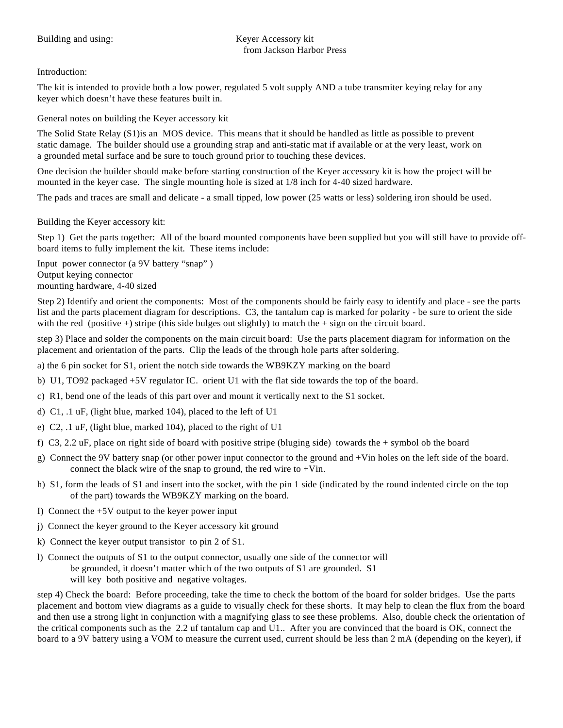Building and using: Keyer Accessory kit from Jackson Harbor Press

Introduction:

The kit is intended to provide both a low power, regulated 5 volt supply AND a tube transmiter keying relay for any keyer which doesn't have these features built in.

General notes on building the Keyer accessory kit

The Solid State Relay (S1)is an MOS device. This means that it should be handled as little as possible to prevent static damage. The builder should use a grounding strap and anti-static mat if available or at the very least, work on a grounded metal surface and be sure to touch ground prior to touching these devices.

One decision the builder should make before starting construction of the Keyer accessory kit is how the project will be mounted in the keyer case. The single mounting hole is sized at 1/8 inch for 4-40 sized hardware.

The pads and traces are small and delicate - a small tipped, low power (25 watts or less) soldering iron should be used.

Building the Keyer accessory kit:

Step 1) Get the parts together: All of the board mounted components have been supplied but you will still have to provide off-board items to fully implement the kit. These items include:

Input power connector (a 9V battery "snap" )
Output keying connector
mounting hardware, 4-40 sized

Step 2) Identify and orient the components: Most of the components should be fairly easy to identify and place - see the parts list and the parts placement diagram for descriptions. C3, the tantalum cap is marked for polarity - be sure to orient the side with the red (positive +) stripe (this side bulges out slightly) to match the + sign on the circuit board.

step 3) Place and solder the components on the main circuit board: Use the parts placement diagram for information on the placement and orientation of the parts. Clip the leads of the through hole parts after soldering.

a) the 6 pin socket for S1, orient the notch side towards the WB9KZY marking on the board

b) U1, TO92 packaged +5V regulator IC. orient U1 with the flat side towards the top of the board.

c) R1, bend one of the leads of this part over and mount it vertically next to the S1 socket.

d) C1, .1 uF, (light blue, marked 104), placed to the left of U1

e) C2, .1 uF, (light blue, marked 104), placed to the right of U1

f) C3, 2.2 uF, place on right side of board with positive stripe (bluging side) towards the + symbol ob the board

g) Connect the 9V battery snap (or other power input connector to the ground and +Vin holes on the left side of the board. connect the black wire of the snap to ground, the red wire to +Vin.

h) S1, form the leads of S1 and insert into the socket, with the pin 1 side (indicated by the round indented circle on the top of the part) towards the WB9KZY marking on the board.

I) Connect the +5V output to the keyer power input

j) Connect the keyer ground to the Keyer accessory kit ground

k) Connect the keyer output transistor to pin 2 of S1.

l) Connect the outputs of S1 to the output connector, usually one side of the connector will be grounded, it doesn't matter which of the two outputs of S1 are grounded. S1 will key both positive and negative voltages.

step 4) Check the board: Before proceeding, take the time to check the bottom of the board for solder bridges. Use the parts placement and bottom view diagrams as a guide to visually check for these shorts. It may help to clean the flux from the board and then use a strong light in conjunction with a magnifying glass to see these problems. Also, double check the orientation of the critical components such as the 2.2 uf tantalum cap and U1.. After you are convinced that the board is OK, connect the board to a 9V battery using a VOM to measure the current used, current should be less than 2 mA (depending on the keyer), if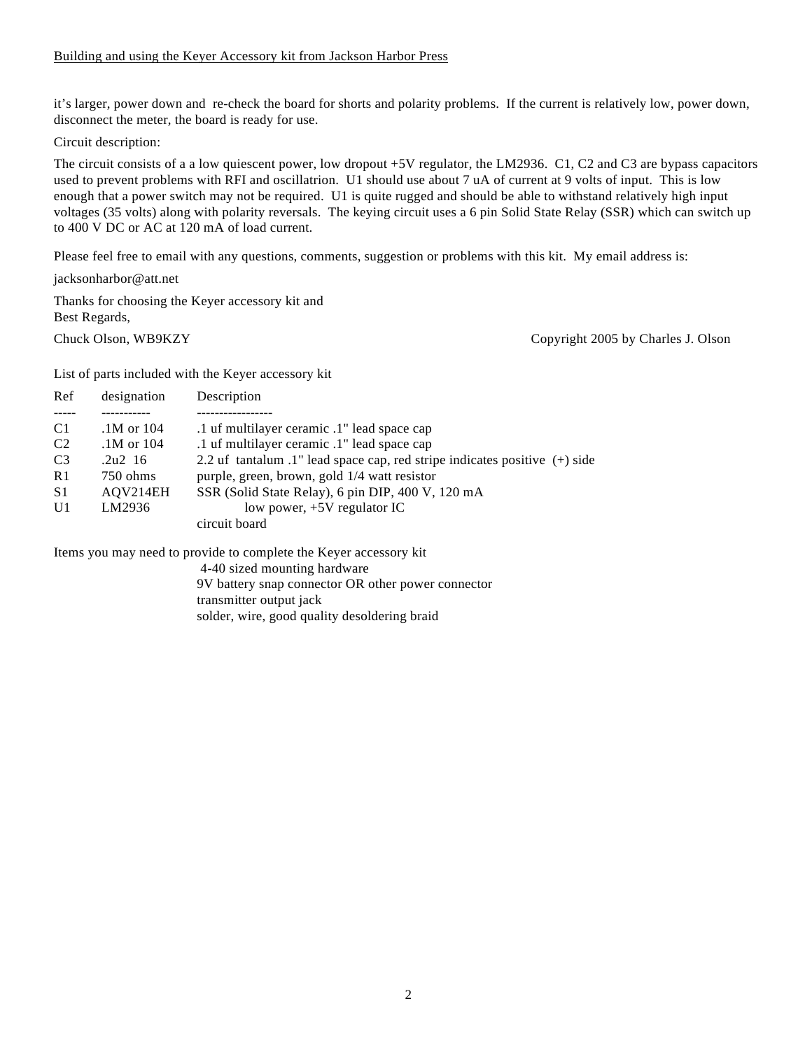it's larger, power down and re-check the board for shorts and polarity problems. If the current is relatively low, power down, disconnect the meter, the board is ready for use.

Circuit description:

The circuit consists of a a low quiescent power, low dropout +5V regulator, the LM2936. C1, C2 and C3 are bypass capacitors used to prevent problems with RFI and oscillatrion. U1 should use about 7 uA of current at 9 volts of input. This is low enough that a power switch may not be required. U1 is quite rugged and should be able to withstand relatively high input voltages (35 volts) along with polarity reversals. The keying circuit uses a 6 pin Solid State Relay (SSR) which can switch up to 400 V DC or AC at 120 mA of load current.

Please feel free to email with any questions, comments, suggestion or problems with this kit. My email address is:

jacksonharbor@att.net

Thanks for choosing the Keyer accessory kit and
Best Regards,

Chuck Olson, WB9KZY

Copyright 2005 by Charles J. Olson

List of parts included with the Keyer accessory kit

| Ref | designation | Description |
|---|---|---|
| C1 | .1M or 104 | .1 uf multilayer ceramic .1" lead space cap |
| C2 | .1M or 104 | .1 uf multilayer ceramic .1" lead space cap |
| C3 | .2u2 16 | 2.2 uf tantalum .1" lead space cap, red stripe indicates positive (+) side |
| R1 | 750 ohms | purple, green, brown, gold 1/4 watt resistor |
| S1 | AQV214EH | SSR (Solid State Relay), 6 pin DIP, 400 V, 120 mA |
| U1 | LM2936 | low power, +5V regulator IC |
| | | circuit board |

Items you may need to provide to complete the Keyer accessory kit

- 4-40 sized mounting hardware
- 9V battery snap connector OR other power connector
- transmitter output jack
- solder, wire, good quality desoldering braid